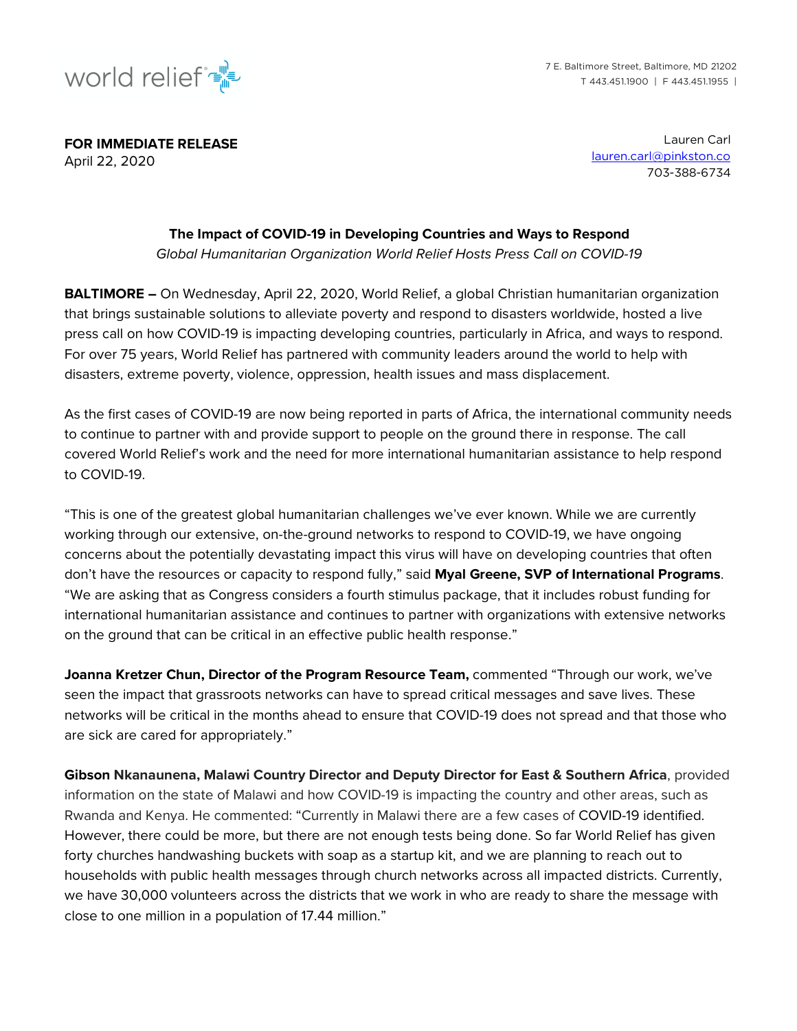world relief

7 E. Baltimore Street, Baltimore, MD 21202
T 443.451.1900 | F 443.451.1955 |

**FOR IMMEDIATE RELEASE**
April 22, 2020

Lauren Carl
lauren.carl@pinkston.co
703-388-6734

**The Impact of COVID-19 in Developing Countries and Ways to Respond**

*Global Humanitarian Organization World Relief Hosts Press Call on COVID-19*

**BALTIMORE –** On Wednesday, April 22, 2020, World Relief, a global Christian humanitarian organization that brings sustainable solutions to alleviate poverty and respond to disasters worldwide, hosted a live press call on how COVID-19 is impacting developing countries, particularly in Africa, and ways to respond. For over 75 years, World Relief has partnered with community leaders around the world to help with disasters, extreme poverty, violence, oppression, health issues and mass displacement.

As the first cases of COVID-19 are now being reported in parts of Africa, the international community needs to continue to partner with and provide support to people on the ground there in response. The call covered World Relief's work and the need for more international humanitarian assistance to help respond to COVID-19.

"This is one of the greatest global humanitarian challenges we've ever known. While we are currently working through our extensive, on-the-ground networks to respond to COVID-19, we have ongoing concerns about the potentially devastating impact this virus will have on developing countries that often don't have the resources or capacity to respond fully," said **Myal Greene, SVP of International Programs**. "We are asking that as Congress considers a fourth stimulus package, that it includes robust funding for international humanitarian assistance and continues to partner with organizations with extensive networks on the ground that can be critical in an effective public health response."

**Joanna Kretzer Chun, Director of the Program Resource Team,** commented "Through our work, we've seen the impact that grassroots networks can have to spread critical messages and save lives. These networks will be critical in the months ahead to ensure that COVID-19 does not spread and that those who are sick are cared for appropriately."

**Gibson Nkanaunena, Malawi Country Director and Deputy Director for East & Southern Africa**, provided information on the state of Malawi and how COVID-19 is impacting the country and other areas, such as Rwanda and Kenya. He commented: "Currently in Malawi there are a few cases of COVID-19 identified. However, there could be more, but there are not enough tests being done. So far World Relief has given forty churches handwashing buckets with soap as a startup kit, and we are planning to reach out to households with public health messages through church networks across all impacted districts. Currently, we have 30,000 volunteers across the districts that we work in who are ready to share the message with close to one million in a population of 17.44 million."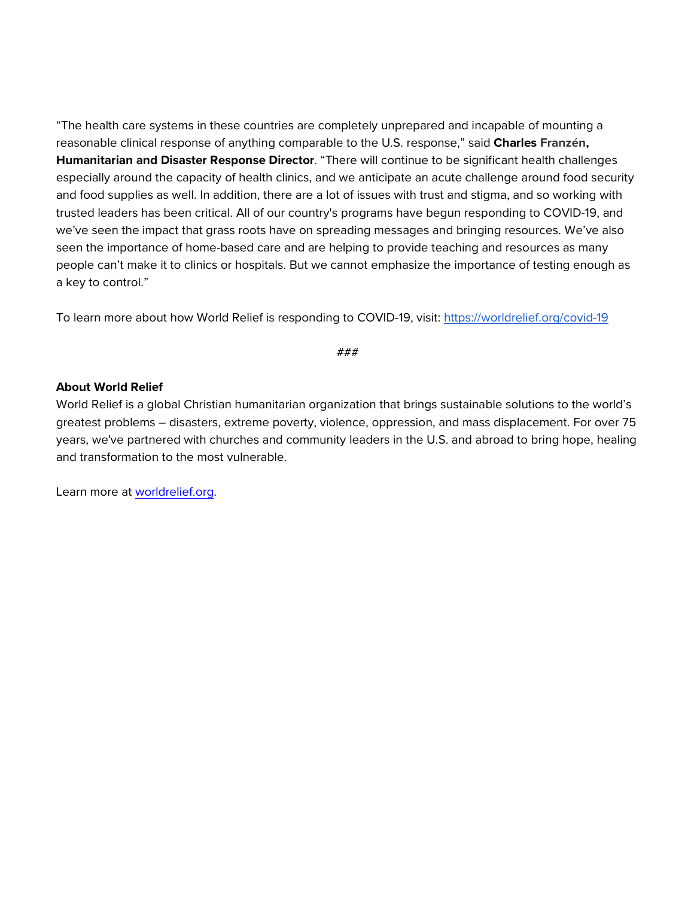"The health care systems in these countries are completely unprepared and incapable of mounting a reasonable clinical response of anything comparable to the U.S. response," said **Charles Franzén, Humanitarian and Disaster Response Director**. "There will continue to be significant health challenges especially around the capacity of health clinics, and we anticipate an acute challenge around food security and food supplies as well. In addition, there are a lot of issues with trust and stigma, and so working with trusted leaders has been critical. All of our country's programs have begun responding to COVID-19, and we've seen the impact that grass roots have on spreading messages and bringing resources. We've also seen the importance of home-based care and are helping to provide teaching and resources as many people can't make it to clinics or hospitals. But we cannot emphasize the importance of testing enough as a key to control."

To learn more about how World Relief is responding to COVID-19, visit: https://worldrelief.org/covid-19

###

**About World Relief**
World Relief is a global Christian humanitarian organization that brings sustainable solutions to the world's greatest problems – disasters, extreme poverty, violence, oppression, and mass displacement. For over 75 years, we've partnered with churches and community leaders in the U.S. and abroad to bring hope, healing and transformation to the most vulnerable.

Learn more at worldrelief.org.